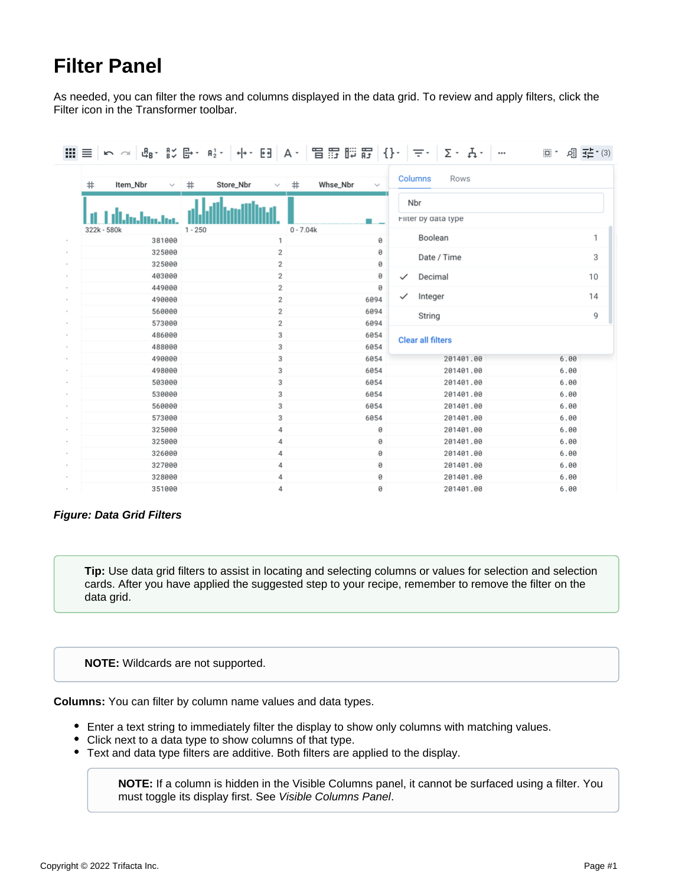# Filter Panel

As needed, you can filter the rows and columns displayed in the data grid. To review and apply filters, click the Filter icon in the Transformer toolbar.

***Figure: Data Grid Filters***

**Tip:** Use data grid filters to assist in locating and selecting columns or values for selection and selection cards. After you have applied the suggested step to your recipe, remember to remove the filter on the data grid.

**NOTE:** Wildcards are not supported.

**Columns:** You can filter by column name values and data types.

- Enter a text string to immediately filter the display to show only columns with matching values.
- Click next to a data type to show columns of that type.
- Text and data type filters are additive. Both filters are applied to the display.

> **NOTE:** If a column is hidden in the Visible Columns panel, it cannot be surfaced using a filter. You must toggle its display first. See *Visible Columns Panel*.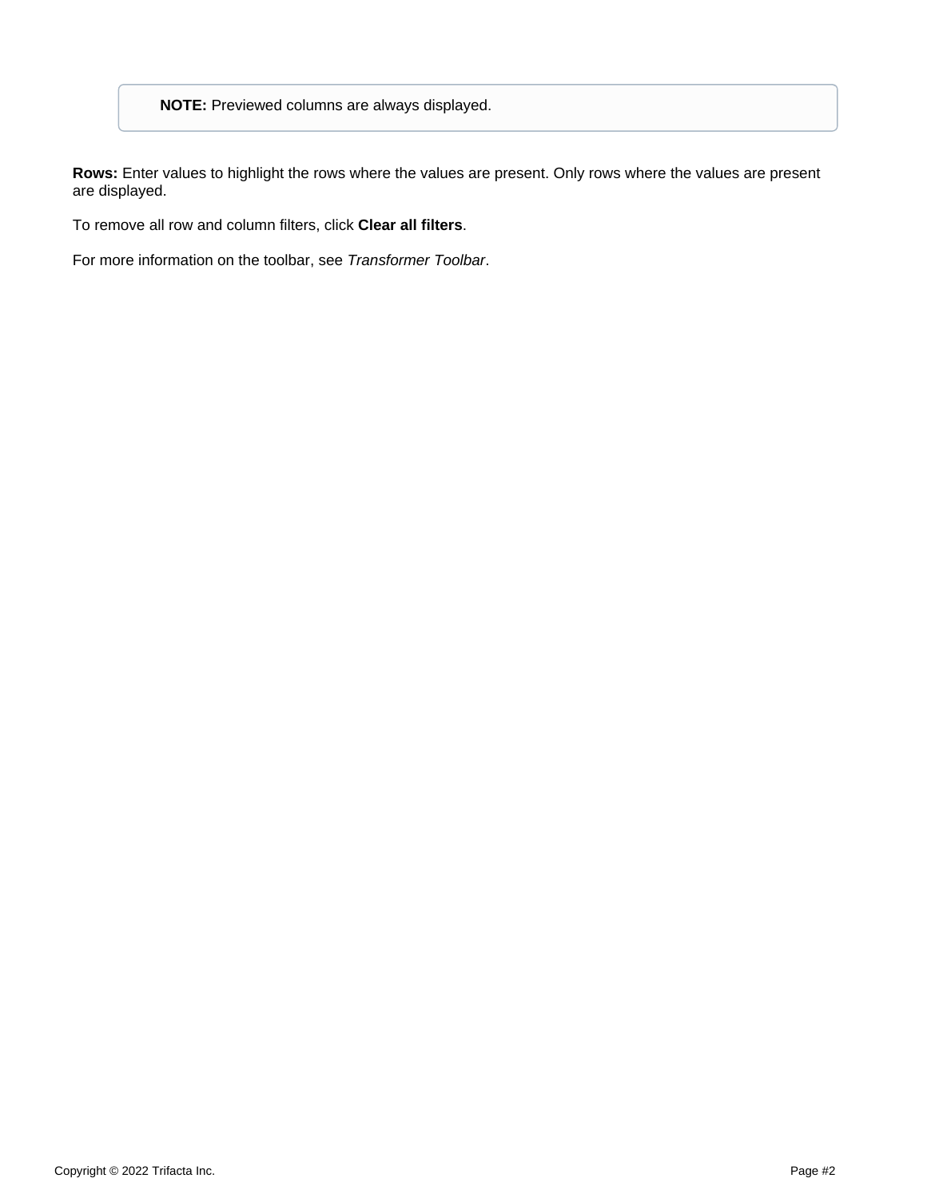> **NOTE:** Previewed columns are always displayed.

**Rows:** Enter values to highlight the rows where the values are present. Only rows where the values are present are displayed.

To remove all row and column filters, click **Clear all filters**.

For more information on the toolbar, see *Transformer Toolbar*.